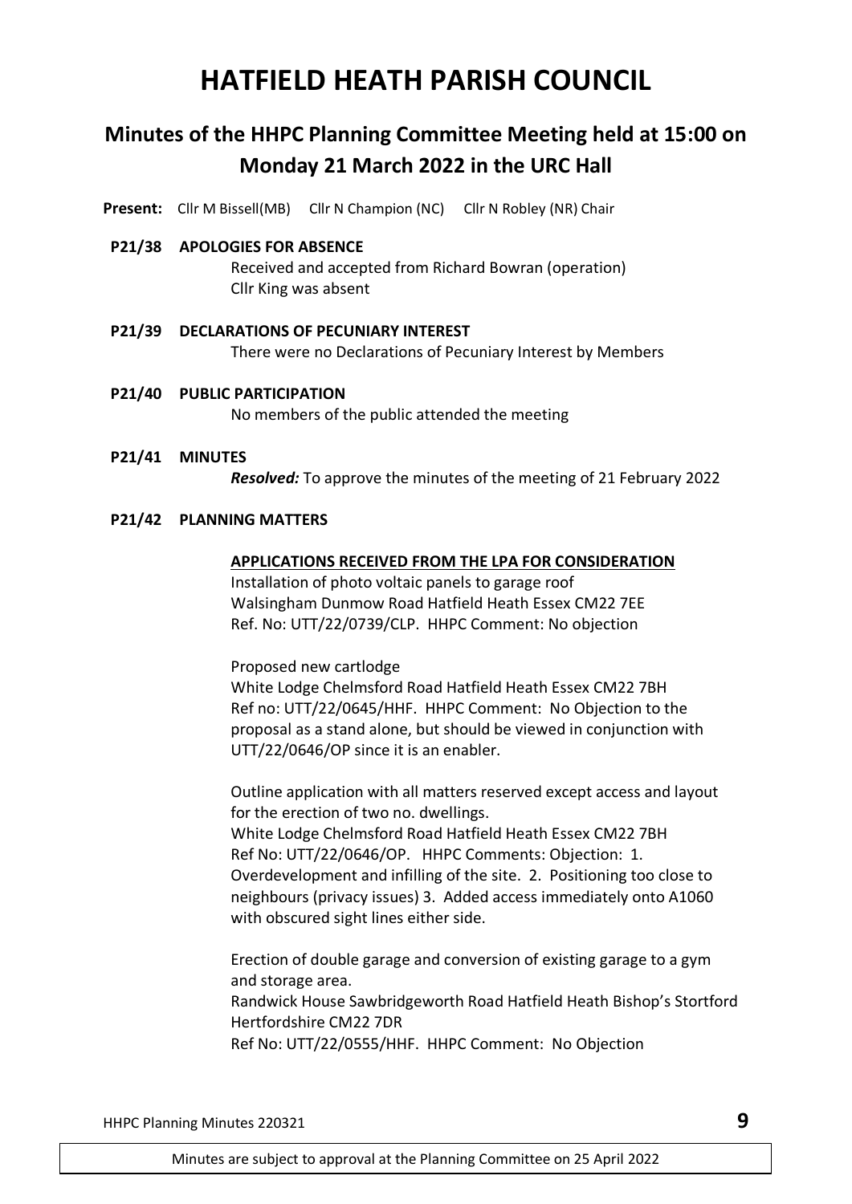# HATFIELD HEATH PARISH COUNCIL

## Minutes of the HHPC Planning Committee Meeting held at 15:00 on Monday 21 March 2022 in the URC Hall

**Present:** Cllr M Bissell(MB) Cllr N Champion (NC) Cllr N Robley (NR) Chair

**P21/38 APOLOGIES FOR ABSENCE**

Received and accepted from Richard Bowran (operation)
Cllr King was absent

**P21/39 DECLARATIONS OF PECUNIARY INTEREST**

There were no Declarations of Pecuniary Interest by Members

**P21/40 PUBLIC PARTICIPATION**

No members of the public attended the meeting

**P21/41 MINUTES**

***Resolved:*** To approve the minutes of the meeting of 21 February 2022

**P21/42 PLANNING MATTERS**

**APPLICATIONS RECEIVED FROM THE LPA FOR CONSIDERATION**

Installation of photo voltaic panels to garage roof
Walsingham Dunmow Road Hatfield Heath Essex CM22 7EE
Ref. No: UTT/22/0739/CLP. HHPC Comment: No objection

Proposed new cartlodge
White Lodge Chelmsford Road Hatfield Heath Essex CM22 7BH
Ref no: UTT/22/0645/HHF. HHPC Comment: No Objection to the proposal as a stand alone, but should be viewed in conjunction with UTT/22/0646/OP since it is an enabler.

Outline application with all matters reserved except access and layout for the erection of two no. dwellings.
White Lodge Chelmsford Road Hatfield Heath Essex CM22 7BH
Ref No: UTT/22/0646/OP. HHPC Comments: Objection: 1. Overdevelopment and infilling of the site. 2. Positioning too close to neighbours (privacy issues) 3. Added access immediately onto A1060 with obscured sight lines either side.

Erection of double garage and conversion of existing garage to a gym and storage area.
Randwick House Sawbridgeworth Road Hatfield Heath Bishop's Stortford Hertfordshire CM22 7DR
Ref No: UTT/22/0555/HHF. HHPC Comment: No Objection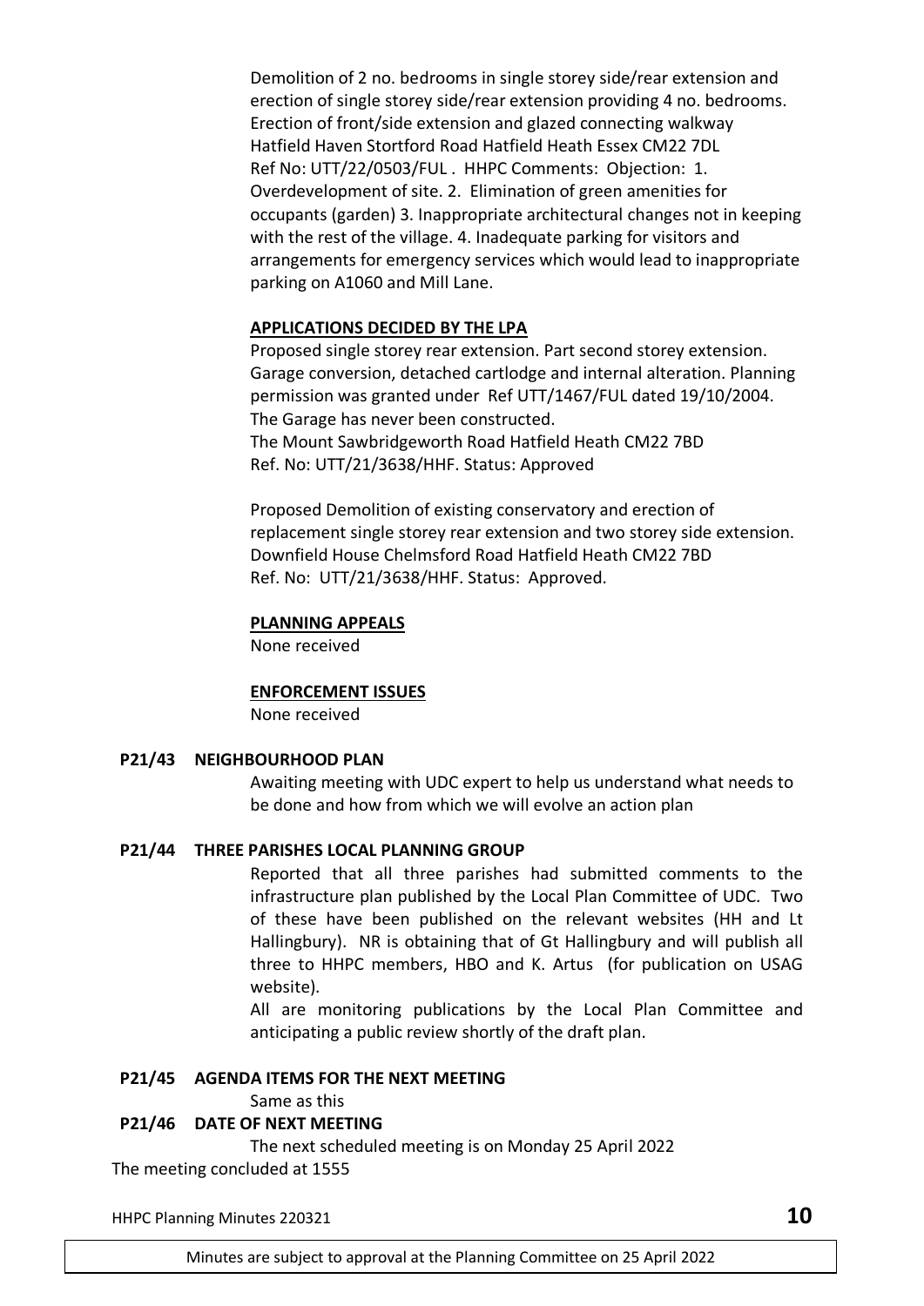Demolition of 2 no. bedrooms in single storey side/rear extension and erection of single storey side/rear extension providing 4 no. bedrooms. Erection of front/side extension and glazed connecting walkway Hatfield Haven Stortford Road Hatfield Heath Essex CM22 7DL Ref No: UTT/22/0503/FUL . HHPC Comments: Objection: 1. Overdevelopment of site. 2. Elimination of green amenities for occupants (garden) 3. Inappropriate architectural changes not in keeping with the rest of the village. 4. Inadequate parking for visitors and arrangements for emergency services which would lead to inappropriate parking on A1060 and Mill Lane.

**APPLICATIONS DECIDED BY THE LPA**

Proposed single storey rear extension. Part second storey extension. Garage conversion, detached cartlodge and internal alteration. Planning permission was granted under Ref UTT/1467/FUL dated 19/10/2004. The Garage has never been constructed.
The Mount Sawbridgeworth Road Hatfield Heath CM22 7BD
Ref. No: UTT/21/3638/HHF. Status: Approved

Proposed Demolition of existing conservatory and erection of replacement single storey rear extension and two storey side extension. Downfield House Chelmsford Road Hatfield Heath CM22 7BD
Ref. No: UTT/21/3638/HHF. Status: Approved.

**PLANNING APPEALS**

None received

**ENFORCEMENT ISSUES**

None received

**P21/43 NEIGHBOURHOOD PLAN**

Awaiting meeting with UDC expert to help us understand what needs to be done and how from which we will evolve an action plan

**P21/44 THREE PARISHES LOCAL PLANNING GROUP**

Reported that all three parishes had submitted comments to the infrastructure plan published by the Local Plan Committee of UDC. Two of these have been published on the relevant websites (HH and Lt Hallingbury). NR is obtaining that of Gt Hallingbury and will publish all three to HHPC members, HBO and K. Artus (for publication on USAG website).

All are monitoring publications by the Local Plan Committee and anticipating a public review shortly of the draft plan.

**P21/45 AGENDA ITEMS FOR THE NEXT MEETING**

Same as this

**P21/46 DATE OF NEXT MEETING**

The next scheduled meeting is on Monday 25 April 2022

The meeting concluded at 1555

Minutes are subject to approval at the Planning Committee on 25 April 2022